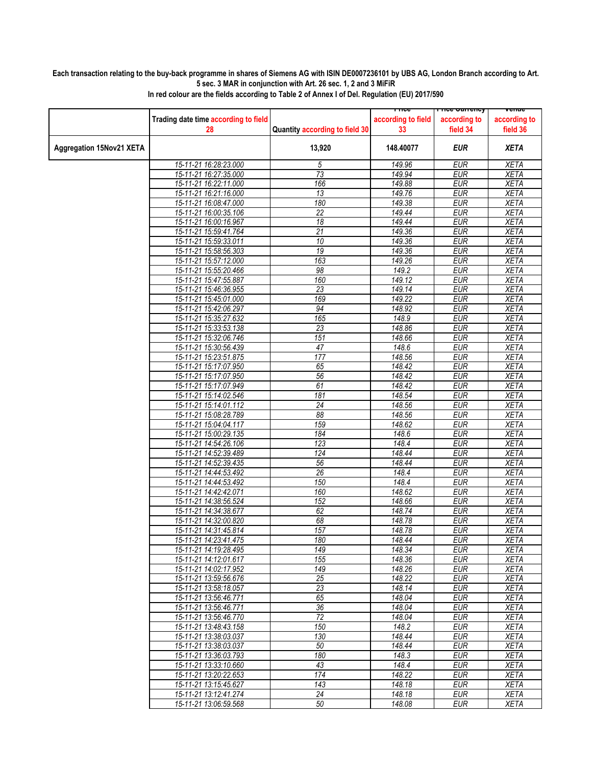**Each transaction relating to the buy-back programme in shares of Siemens AG with ISIN DE0007236101 by UBS AG, London Branch according to Art. 5 sec. 3 MAR in conjunction with Art. 26 sec. 1, 2 and 3 MiFiR**

**In red colour are the fields according to Table 2 of Annex I of Del. Regulation (EU) 2017/590**

| | Trading date time according to field 28 | Quantity according to field 30 | Price according to field 33 | Price Currency according to field 34 | Venue according to field 36 |
|---|---|---|---|---|---|
| **Aggregation 15Nov21 XETA** | | **13,920** | **148.40077** | ***EUR*** | ***XETA*** |
| | 15-11-21 16:28:23.000 | 5 | 149.96 | EUR | XETA |
| | 15-11-21 16:27:35.000 | 73 | 149.94 | EUR | XETA |
| | 15-11-21 16:22:11.000 | 166 | 149.88 | EUR | XETA |
| | 15-11-21 16:21:16.000 | 13 | 149.76 | EUR | XETA |
| | 15-11-21 16:08:47.000 | 180 | 149.38 | EUR | XETA |
| | 15-11-21 16:00:35.106 | 22 | 149.44 | EUR | XETA |
| | 15-11-21 16:00:16.967 | 18 | 149.44 | EUR | XETA |
| | 15-11-21 15:59:41.764 | 21 | 149.36 | EUR | XETA |
| | 15-11-21 15:59:33.011 | 10 | 149.36 | EUR | XETA |
| | 15-11-21 15:58:56.303 | 19 | 149.36 | EUR | XETA |
| | 15-11-21 15:57:12.000 | 163 | 149.26 | EUR | XETA |
| | 15-11-21 15:55:20.466 | 98 | 149.2 | EUR | XETA |
| | 15-11-21 15:47:55.887 | 160 | 149.12 | EUR | XETA |
| | 15-11-21 15:46:36.955 | 23 | 149.14 | EUR | XETA |
| | 15-11-21 15:45:01.000 | 169 | 149.22 | EUR | XETA |
| | 15-11-21 15:42:06.297 | 94 | 148.92 | EUR | XETA |
| | 15-11-21 15:35:27.632 | 165 | 148.9 | EUR | XETA |
| | 15-11-21 15:33:53.138 | 23 | 148.86 | EUR | XETA |
| | 15-11-21 15:32:06.746 | 151 | 148.66 | EUR | XETA |
| | 15-11-21 15:30:56.439 | 47 | 148.6 | EUR | XETA |
| | 15-11-21 15:23:51.875 | 177 | 148.56 | EUR | XETA |
| | 15-11-21 15:17:07.950 | 65 | 148.42 | EUR | XETA |
| | 15-11-21 15:17:07.950 | 56 | 148.42 | EUR | XETA |
| | 15-11-21 15:17:07.949 | 61 | 148.42 | EUR | XETA |
| | 15-11-21 15:14:02.546 | 181 | 148.54 | EUR | XETA |
| | 15-11-21 15:14:01.112 | 24 | 148.56 | EUR | XETA |
| | 15-11-21 15:08:28.789 | 88 | 148.56 | EUR | XETA |
| | 15-11-21 15:04:04.117 | 159 | 148.62 | EUR | XETA |
| | 15-11-21 15:00:29.135 | 184 | 148.6 | EUR | XETA |
| | 15-11-21 14:54:26.106 | 123 | 148.4 | EUR | XETA |
| | 15-11-21 14:52:39.489 | 124 | 148.44 | EUR | XETA |
| | 15-11-21 14:52:39.435 | 56 | 148.44 | EUR | XETA |
| | 15-11-21 14:44:53.492 | 26 | 148.4 | EUR | XETA |
| | 15-11-21 14:44:53.492 | 150 | 148.4 | EUR | XETA |
| | 15-11-21 14:42:42.071 | 160 | 148.62 | EUR | XETA |
| | 15-11-21 14:38:56.524 | 152 | 148.66 | EUR | XETA |
| | 15-11-21 14:34:38.677 | 62 | 148.74 | EUR | XETA |
| | 15-11-21 14:32:00.820 | 68 | 148.78 | EUR | XETA |
| | 15-11-21 14:31:45.814 | 157 | 148.78 | EUR | XETA |
| | 15-11-21 14:23:41.475 | 180 | 148.44 | EUR | XETA |
| | 15-11-21 14:19:28.495 | 149 | 148.34 | EUR | XETA |
| | 15-11-21 14:12:01.617 | 155 | 148.36 | EUR | XETA |
| | 15-11-21 14:02:17.952 | 149 | 148.26 | EUR | XETA |
| | 15-11-21 13:59:56.676 | 25 | 148.22 | EUR | XETA |
| | 15-11-21 13:58:18.057 | 23 | 148.14 | EUR | XETA |
| | 15-11-21 13:56:46.771 | 65 | 148.04 | EUR | XETA |
| | 15-11-21 13:56:46.771 | 36 | 148.04 | EUR | XETA |
| | 15-11-21 13:56:46.770 | 72 | 148.04 | EUR | XETA |
| | 15-11-21 13:48:43.158 | 150 | 148.2 | EUR | XETA |
| | 15-11-21 13:38:03.037 | 130 | 148.44 | EUR | XETA |
| | 15-11-21 13:38:03.037 | 50 | 148.44 | EUR | XETA |
| | 15-11-21 13:36:03.793 | 180 | 148.3 | EUR | XETA |
| | 15-11-21 13:33:10.660 | 43 | 148.4 | EUR | XETA |
| | 15-11-21 13:20:22.653 | 174 | 148.22 | EUR | XETA |
| | 15-11-21 13:15:45.627 | 143 | 148.18 | EUR | XETA |
| | 15-11-21 13:12:41.274 | 24 | 148.18 | EUR | XETA |
| | 15-11-21 13:06:59.568 | 50 | 148.08 | EUR | XETA |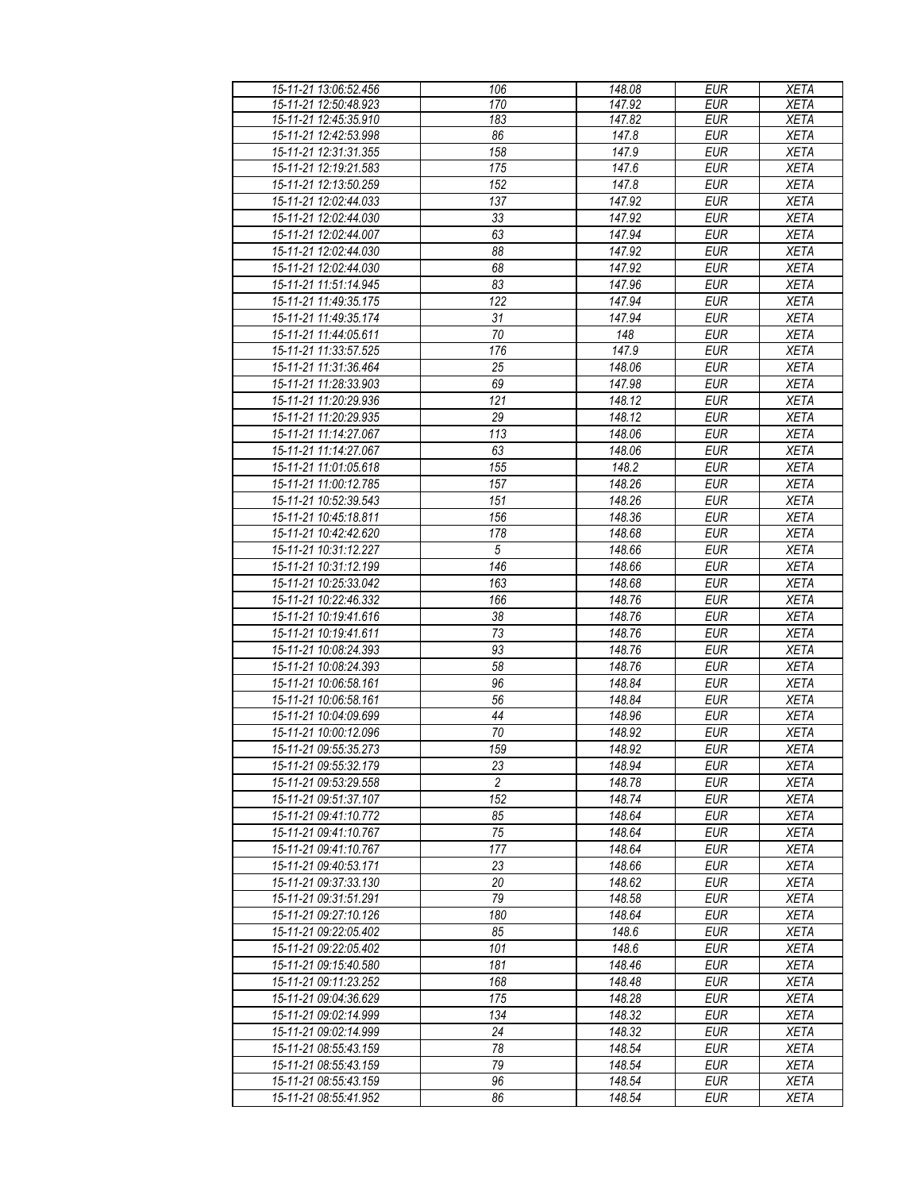| 15-11-21 13:06:52.456 | 106 | 148.08 | EUR | XETA |
|---|---|---|---|---|
| 15-11-21 12:50:48.923 | 170 | 147.92 | EUR | XETA |
| 15-11-21 12:45:35.910 | 183 | 147.82 | EUR | XETA |
| 15-11-21 12:42:53.998 | 86 | 147.8 | EUR | XETA |
| 15-11-21 12:31:31.355 | 158 | 147.9 | EUR | XETA |
| 15-11-21 12:19:21.583 | 175 | 147.6 | EUR | XETA |
| 15-11-21 12:13:50.259 | 152 | 147.8 | EUR | XETA |
| 15-11-21 12:02:44.033 | 137 | 147.92 | EUR | XETA |
| 15-11-21 12:02:44.030 | 33 | 147.92 | EUR | XETA |
| 15-11-21 12:02:44.007 | 63 | 147.94 | EUR | XETA |
| 15-11-21 12:02:44.030 | 88 | 147.92 | EUR | XETA |
| 15-11-21 12:02:44.030 | 68 | 147.92 | EUR | XETA |
| 15-11-21 11:51:14.945 | 83 | 147.96 | EUR | XETA |
| 15-11-21 11:49:35.175 | 122 | 147.94 | EUR | XETA |
| 15-11-21 11:49:35.174 | 31 | 147.94 | EUR | XETA |
| 15-11-21 11:44:05.611 | 70 | 148 | EUR | XETA |
| 15-11-21 11:33:57.525 | 176 | 147.9 | EUR | XETA |
| 15-11-21 11:31:36.464 | 25 | 148.06 | EUR | XETA |
| 15-11-21 11:28:33.903 | 69 | 147.98 | EUR | XETA |
| 15-11-21 11:20:29.936 | 121 | 148.12 | EUR | XETA |
| 15-11-21 11:20:29.935 | 29 | 148.12 | EUR | XETA |
| 15-11-21 11:14:27.067 | 113 | 148.06 | EUR | XETA |
| 15-11-21 11:14:27.067 | 63 | 148.06 | EUR | XETA |
| 15-11-21 11:01:05.618 | 155 | 148.2 | EUR | XETA |
| 15-11-21 11:00:12.785 | 157 | 148.26 | EUR | XETA |
| 15-11-21 10:52:39.543 | 151 | 148.26 | EUR | XETA |
| 15-11-21 10:45:18.811 | 156 | 148.36 | EUR | XETA |
| 15-11-21 10:42:42.620 | 178 | 148.68 | EUR | XETA |
| 15-11-21 10:31:12.227 | 5 | 148.66 | EUR | XETA |
| 15-11-21 10:31:12.199 | 146 | 148.66 | EUR | XETA |
| 15-11-21 10:25:33.042 | 163 | 148.68 | EUR | XETA |
| 15-11-21 10:22:46.332 | 166 | 148.76 | EUR | XETA |
| 15-11-21 10:19:41.616 | 38 | 148.76 | EUR | XETA |
| 15-11-21 10:19:41.611 | 73 | 148.76 | EUR | XETA |
| 15-11-21 10:08:24.393 | 93 | 148.76 | EUR | XETA |
| 15-11-21 10:08:24.393 | 58 | 148.76 | EUR | XETA |
| 15-11-21 10:06:58.161 | 96 | 148.84 | EUR | XETA |
| 15-11-21 10:06:58.161 | 56 | 148.84 | EUR | XETA |
| 15-11-21 10:04:09.699 | 44 | 148.96 | EUR | XETA |
| 15-11-21 10:00:12.096 | 70 | 148.92 | EUR | XETA |
| 15-11-21 09:55:35.273 | 159 | 148.92 | EUR | XETA |
| 15-11-21 09:55:32.179 | 23 | 148.94 | EUR | XETA |
| 15-11-21 09:53:29.558 | 2 | 148.78 | EUR | XETA |
| 15-11-21 09:51:37.107 | 152 | 148.74 | EUR | XETA |
| 15-11-21 09:41:10.772 | 85 | 148.64 | EUR | XETA |
| 15-11-21 09:41:10.767 | 75 | 148.64 | EUR | XETA |
| 15-11-21 09:41:10.767 | 177 | 148.64 | EUR | XETA |
| 15-11-21 09:40:53.171 | 23 | 148.66 | EUR | XETA |
| 15-11-21 09:37:33.130 | 20 | 148.62 | EUR | XETA |
| 15-11-21 09:31:51.291 | 79 | 148.58 | EUR | XETA |
| 15-11-21 09:27:10.126 | 180 | 148.64 | EUR | XETA |
| 15-11-21 09:22:05.402 | 85 | 148.6 | EUR | XETA |
| 15-11-21 09:22:05.402 | 101 | 148.6 | EUR | XETA |
| 15-11-21 09:15:40.580 | 181 | 148.46 | EUR | XETA |
| 15-11-21 09:11:23.252 | 168 | 148.48 | EUR | XETA |
| 15-11-21 09:04:36.629 | 175 | 148.28 | EUR | XETA |
| 15-11-21 09:02:14.999 | 134 | 148.32 | EUR | XETA |
| 15-11-21 09:02:14.999 | 24 | 148.32 | EUR | XETA |
| 15-11-21 08:55:43.159 | 78 | 148.54 | EUR | XETA |
| 15-11-21 08:55:43.159 | 79 | 148.54 | EUR | XETA |
| 15-11-21 08:55:43.159 | 96 | 148.54 | EUR | XETA |
| 15-11-21 08:55:41.952 | 86 | 148.54 | EUR | XETA |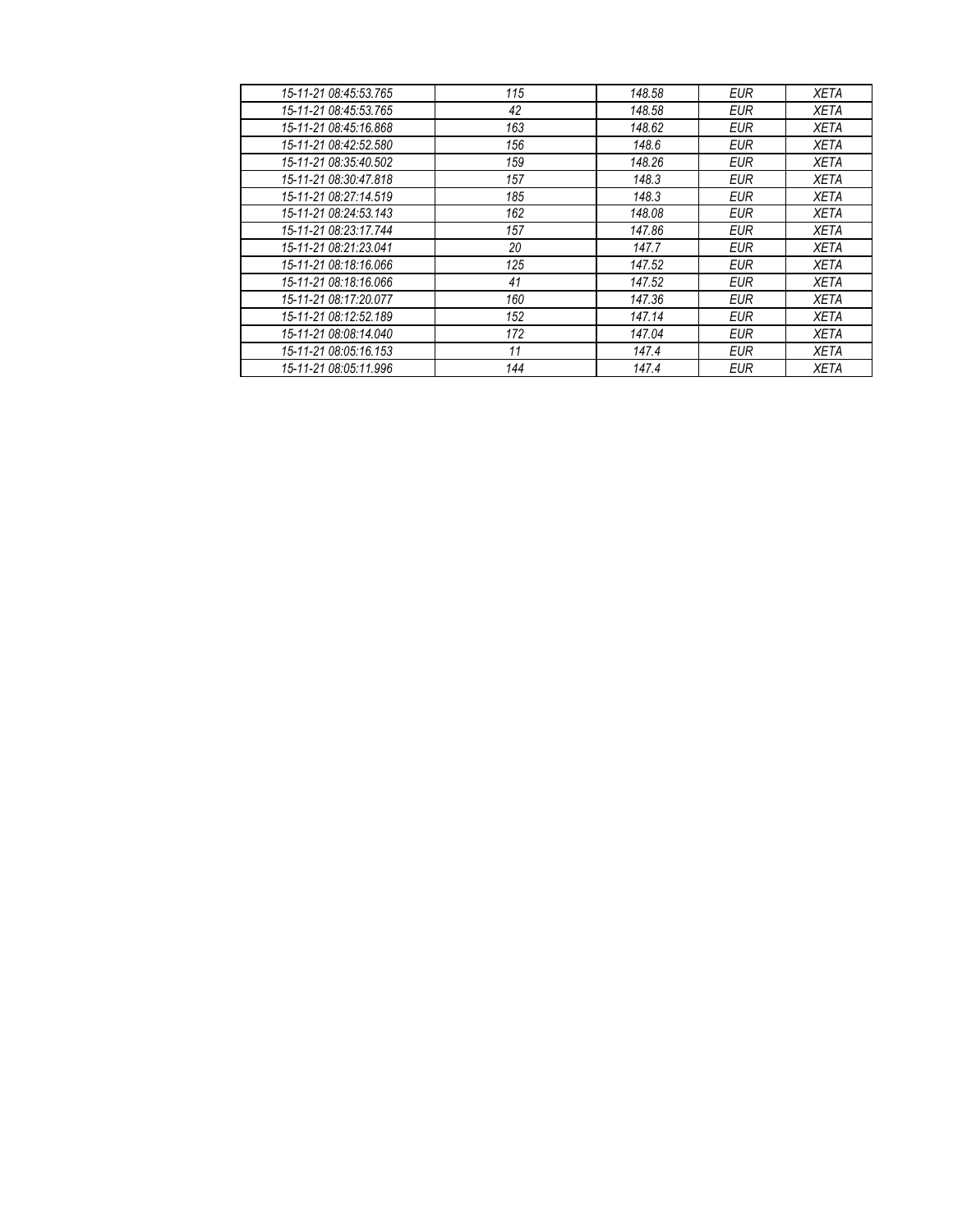| 15-11-21 08:45:53.765 | 115 | 148.58 | EUR | XETA |
|---|---|---|---|---|
| 15-11-21 08:45:53.765 | 42 | 148.58 | EUR | XETA |
| 15-11-21 08:45:16.868 | 163 | 148.62 | EUR | XETA |
| 15-11-21 08:42:52.580 | 156 | 148.6 | EUR | XETA |
| 15-11-21 08:35:40.502 | 159 | 148.26 | EUR | XETA |
| 15-11-21 08:30:47.818 | 157 | 148.3 | EUR | XETA |
| 15-11-21 08:27:14.519 | 185 | 148.3 | EUR | XETA |
| 15-11-21 08:24:53.143 | 162 | 148.08 | EUR | XETA |
| 15-11-21 08:23:17.744 | 157 | 147.86 | EUR | XETA |
| 15-11-21 08:21:23.041 | 20 | 147.7 | EUR | XETA |
| 15-11-21 08:18:16.066 | 125 | 147.52 | EUR | XETA |
| 15-11-21 08:18:16.066 | 41 | 147.52 | EUR | XETA |
| 15-11-21 08:17:20.077 | 160 | 147.36 | EUR | XETA |
| 15-11-21 08:12:52.189 | 152 | 147.14 | EUR | XETA |
| 15-11-21 08:08:14.040 | 172 | 147.04 | EUR | XETA |
| 15-11-21 08:05:16.153 | 11 | 147.4 | EUR | XETA |
| 15-11-21 08:05:11.996 | 144 | 147.4 | EUR | XETA |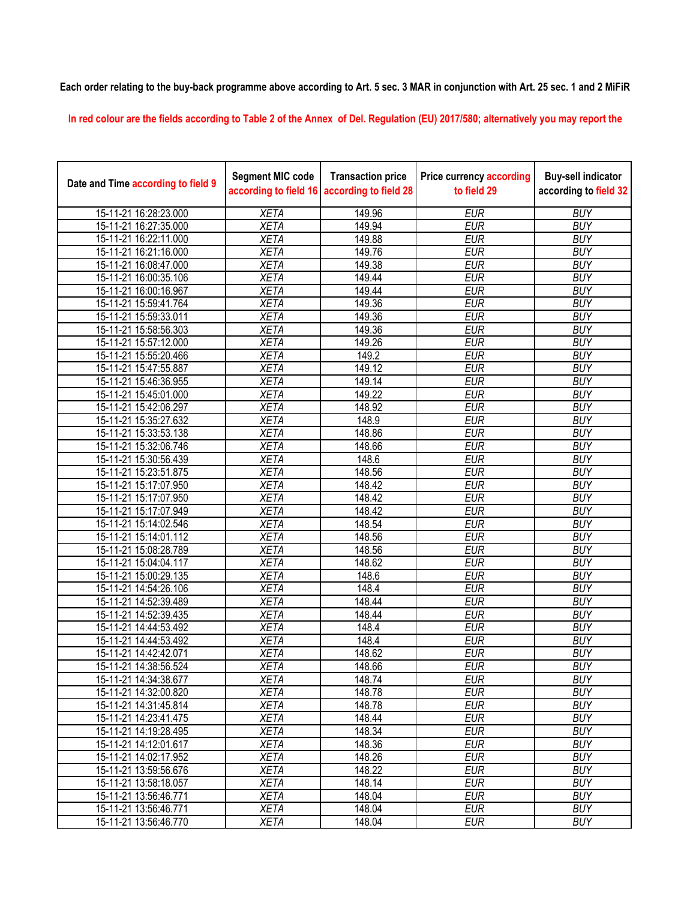**Each order relating to the buy-back programme above according to Art. 5 sec. 3 MAR in conjunction with Art. 25 sec. 1 and 2 MiFiR**

In red colour are the fields according to Table 2 of the Annex of Del. Regulation (EU) 2017/580; alternatively you may report the

| Date and Time according to field 9 | Segment MIC code according to field 16 | Transaction price according to field 28 | Price currency according to field 29 | Buy-sell indicator according to field 32 |
|---|---|---|---|---|
| 15-11-21 16:28:23.000 | XETA | 149.96 | EUR | BUY |
| 15-11-21 16:27:35.000 | XETA | 149.94 | EUR | BUY |
| 15-11-21 16:22:11.000 | XETA | 149.88 | EUR | BUY |
| 15-11-21 16:21:16.000 | XETA | 149.76 | EUR | BUY |
| 15-11-21 16:08:47.000 | XETA | 149.38 | EUR | BUY |
| 15-11-21 16:00:35.106 | XETA | 149.44 | EUR | BUY |
| 15-11-21 16:00:16.967 | XETA | 149.44 | EUR | BUY |
| 15-11-21 15:59:41.764 | XETA | 149.36 | EUR | BUY |
| 15-11-21 15:59:33.011 | XETA | 149.36 | EUR | BUY |
| 15-11-21 15:58:56.303 | XETA | 149.36 | EUR | BUY |
| 15-11-21 15:57:12.000 | XETA | 149.26 | EUR | BUY |
| 15-11-21 15:55:20.466 | XETA | 149.2 | EUR | BUY |
| 15-11-21 15:47:55.887 | XETA | 149.12 | EUR | BUY |
| 15-11-21 15:46:36.955 | XETA | 149.14 | EUR | BUY |
| 15-11-21 15:45:01.000 | XETA | 149.22 | EUR | BUY |
| 15-11-21 15:42:06.297 | XETA | 148.92 | EUR | BUY |
| 15-11-21 15:35:27.632 | XETA | 148.9 | EUR | BUY |
| 15-11-21 15:33:53.138 | XETA | 148.86 | EUR | BUY |
| 15-11-21 15:32:06.746 | XETA | 148.66 | EUR | BUY |
| 15-11-21 15:30:56.439 | XETA | 148.6 | EUR | BUY |
| 15-11-21 15:23:51.875 | XETA | 148.56 | EUR | BUY |
| 15-11-21 15:17:07.950 | XETA | 148.42 | EUR | BUY |
| 15-11-21 15:17:07.950 | XETA | 148.42 | EUR | BUY |
| 15-11-21 15:17:07.949 | XETA | 148.42 | EUR | BUY |
| 15-11-21 15:14:02.546 | XETA | 148.54 | EUR | BUY |
| 15-11-21 15:14:01.112 | XETA | 148.56 | EUR | BUY |
| 15-11-21 15:08:28.789 | XETA | 148.56 | EUR | BUY |
| 15-11-21 15:04:04.117 | XETA | 148.62 | EUR | BUY |
| 15-11-21 15:00:29.135 | XETA | 148.6 | EUR | BUY |
| 15-11-21 14:54:26.106 | XETA | 148.4 | EUR | BUY |
| 15-11-21 14:52:39.489 | XETA | 148.44 | EUR | BUY |
| 15-11-21 14:52:39.435 | XETA | 148.44 | EUR | BUY |
| 15-11-21 14:44:53.492 | XETA | 148.4 | EUR | BUY |
| 15-11-21 14:44:53.492 | XETA | 148.4 | EUR | BUY |
| 15-11-21 14:42:42.071 | XETA | 148.62 | EUR | BUY |
| 15-11-21 14:38:56.524 | XETA | 148.66 | EUR | BUY |
| 15-11-21 14:34:38.677 | XETA | 148.74 | EUR | BUY |
| 15-11-21 14:32:00.820 | XETA | 148.78 | EUR | BUY |
| 15-11-21 14:31:45.814 | XETA | 148.78 | EUR | BUY |
| 15-11-21 14:23:41.475 | XETA | 148.44 | EUR | BUY |
| 15-11-21 14:19:28.495 | XETA | 148.34 | EUR | BUY |
| 15-11-21 14:12:01.617 | XETA | 148.36 | EUR | BUY |
| 15-11-21 14:02:17.952 | XETA | 148.26 | EUR | BUY |
| 15-11-21 13:59:56.676 | XETA | 148.22 | EUR | BUY |
| 15-11-21 13:58:18.057 | XETA | 148.14 | EUR | BUY |
| 15-11-21 13:56:46.771 | XETA | 148.04 | EUR | BUY |
| 15-11-21 13:56:46.771 | XETA | 148.04 | EUR | BUY |
| 15-11-21 13:56:46.770 | XETA | 148.04 | EUR | BUY |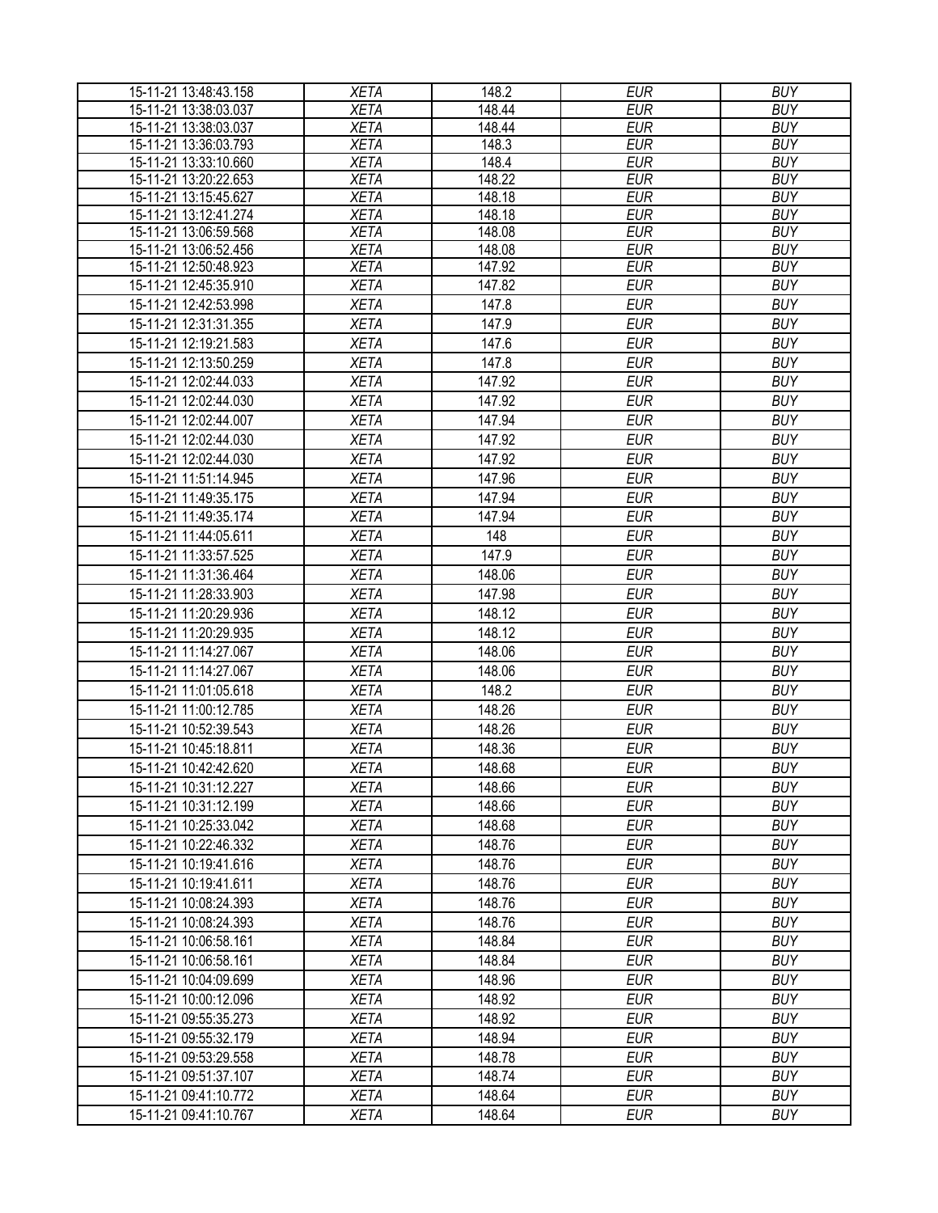| 15-11-21 13:48:43.158 | XETA | 148.2 | EUR | BUY |
|---|---|---|---|---|
| 15-11-21 13:38:03.037 | XETA | 148.44 | EUR | BUY |
| 15-11-21 13:38:03.037 | XETA | 148.44 | EUR | BUY |
| 15-11-21 13:36:03.793 | XETA | 148.3 | EUR | BUY |
| 15-11-21 13:33:10.660 | XETA | 148.4 | EUR | BUY |
| 15-11-21 13:20:22.653 | XETA | 148.22 | EUR | BUY |
| 15-11-21 13:15:45.627 | XETA | 148.18 | EUR | BUY |
| 15-11-21 13:12:41.274 | XETA | 148.18 | EUR | BUY |
| 15-11-21 13:06:59.568 | XETA | 148.08 | EUR | BUY |
| 15-11-21 13:06:52.456 | XETA | 148.08 | EUR | BUY |
| 15-11-21 12:50:48.923 | XETA | 147.92 | EUR | BUY |
| 15-11-21 12:45:35.910 | XETA | 147.82 | EUR | BUY |
| 15-11-21 12:42:53.998 | XETA | 147.8 | EUR | BUY |
| 15-11-21 12:31:31.355 | XETA | 147.9 | EUR | BUY |
| 15-11-21 12:19:21.583 | XETA | 147.6 | EUR | BUY |
| 15-11-21 12:13:50.259 | XETA | 147.8 | EUR | BUY |
| 15-11-21 12:02:44.033 | XETA | 147.92 | EUR | BUY |
| 15-11-21 12:02:44.030 | XETA | 147.92 | EUR | BUY |
| 15-11-21 12:02:44.007 | XETA | 147.94 | EUR | BUY |
| 15-11-21 12:02:44.030 | XETA | 147.92 | EUR | BUY |
| 15-11-21 12:02:44.030 | XETA | 147.92 | EUR | BUY |
| 15-11-21 11:51:14.945 | XETA | 147.96 | EUR | BUY |
| 15-11-21 11:49:35.175 | XETA | 147.94 | EUR | BUY |
| 15-11-21 11:49:35.174 | XETA | 147.94 | EUR | BUY |
| 15-11-21 11:44:05.611 | XETA | 148 | EUR | BUY |
| 15-11-21 11:33:57.525 | XETA | 147.9 | EUR | BUY |
| 15-11-21 11:31:36.464 | XETA | 148.06 | EUR | BUY |
| 15-11-21 11:28:33.903 | XETA | 147.98 | EUR | BUY |
| 15-11-21 11:20:29.936 | XETA | 148.12 | EUR | BUY |
| 15-11-21 11:20:29.935 | XETA | 148.12 | EUR | BUY |
| 15-11-21 11:14:27.067 | XETA | 148.06 | EUR | BUY |
| 15-11-21 11:14:27.067 | XETA | 148.06 | EUR | BUY |
| 15-11-21 11:01:05.618 | XETA | 148.2 | EUR | BUY |
| 15-11-21 11:00:12.785 | XETA | 148.26 | EUR | BUY |
| 15-11-21 10:52:39.543 | XETA | 148.26 | EUR | BUY |
| 15-11-21 10:45:18.811 | XETA | 148.36 | EUR | BUY |
| 15-11-21 10:42:42.620 | XETA | 148.68 | EUR | BUY |
| 15-11-21 10:31:12.227 | XETA | 148.66 | EUR | BUY |
| 15-11-21 10:31:12.199 | XETA | 148.66 | EUR | BUY |
| 15-11-21 10:25:33.042 | XETA | 148.68 | EUR | BUY |
| 15-11-21 10:22:46.332 | XETA | 148.76 | EUR | BUY |
| 15-11-21 10:19:41.616 | XETA | 148.76 | EUR | BUY |
| 15-11-21 10:19:41.611 | XETA | 148.76 | EUR | BUY |
| 15-11-21 10:08:24.393 | XETA | 148.76 | EUR | BUY |
| 15-11-21 10:08:24.393 | XETA | 148.76 | EUR | BUY |
| 15-11-21 10:06:58.161 | XETA | 148.84 | EUR | BUY |
| 15-11-21 10:06:58.161 | XETA | 148.84 | EUR | BUY |
| 15-11-21 10:04:09.699 | XETA | 148.96 | EUR | BUY |
| 15-11-21 10:00:12.096 | XETA | 148.92 | EUR | BUY |
| 15-11-21 09:55:35.273 | XETA | 148.92 | EUR | BUY |
| 15-11-21 09:55:32.179 | XETA | 148.94 | EUR | BUY |
| 15-11-21 09:53:29.558 | XETA | 148.78 | EUR | BUY |
| 15-11-21 09:51:37.107 | XETA | 148.74 | EUR | BUY |
| 15-11-21 09:41:10.772 | XETA | 148.64 | EUR | BUY |
| 15-11-21 09:41:10.767 | XETA | 148.64 | EUR | BUY |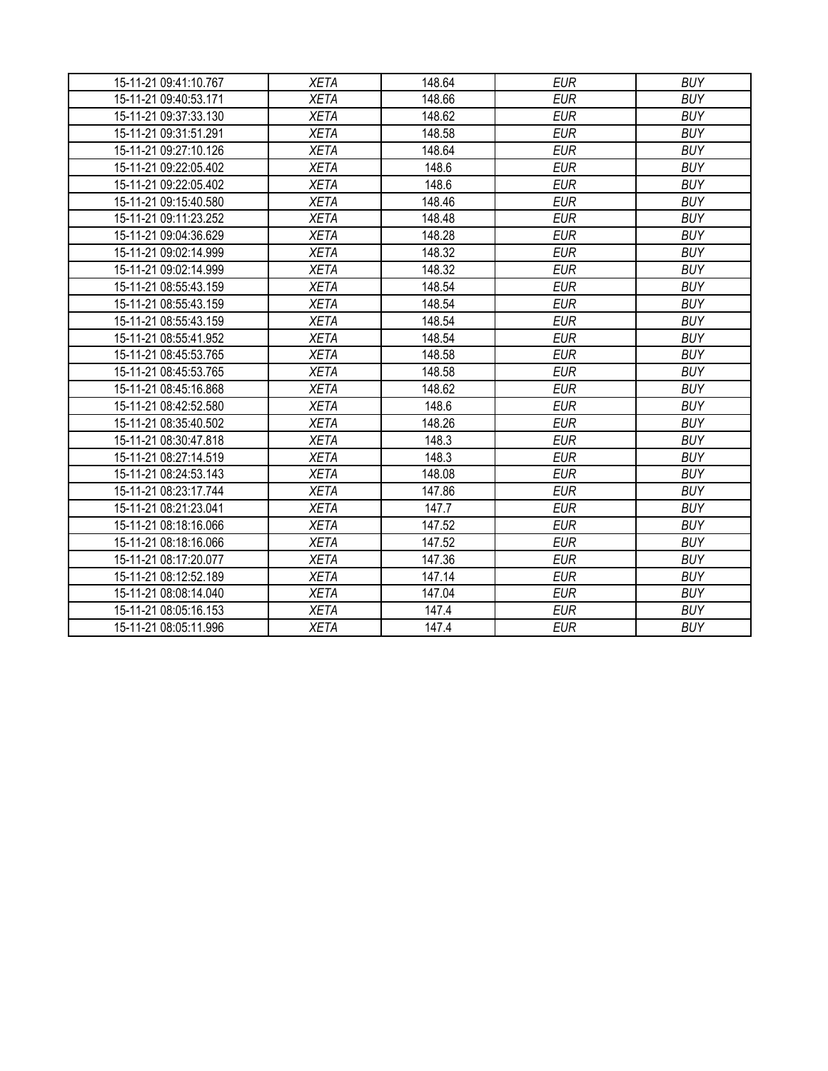| | | | | |
|---|---|---|---|---|
| 15-11-21 09:41:10.767 | *XETA* | 148.64 | *EUR* | *BUY* |
| 15-11-21 09:40:53.171 | *XETA* | 148.66 | *EUR* | *BUY* |
| 15-11-21 09:37:33.130 | *XETA* | 148.62 | *EUR* | *BUY* |
| 15-11-21 09:31:51.291 | *XETA* | 148.58 | *EUR* | *BUY* |
| 15-11-21 09:27:10.126 | *XETA* | 148.64 | *EUR* | *BUY* |
| 15-11-21 09:22:05.402 | *XETA* | 148.6 | *EUR* | *BUY* |
| 15-11-21 09:22:05.402 | *XETA* | 148.6 | *EUR* | *BUY* |
| 15-11-21 09:15:40.580 | *XETA* | 148.46 | *EUR* | *BUY* |
| 15-11-21 09:11:23.252 | *XETA* | 148.48 | *EUR* | *BUY* |
| 15-11-21 09:04:36.629 | *XETA* | 148.28 | *EUR* | *BUY* |
| 15-11-21 09:02:14.999 | *XETA* | 148.32 | *EUR* | *BUY* |
| 15-11-21 09:02:14.999 | *XETA* | 148.32 | *EUR* | *BUY* |
| 15-11-21 08:55:43.159 | *XETA* | 148.54 | *EUR* | *BUY* |
| 15-11-21 08:55:43.159 | *XETA* | 148.54 | *EUR* | *BUY* |
| 15-11-21 08:55:43.159 | *XETA* | 148.54 | *EUR* | *BUY* |
| 15-11-21 08:55:41.952 | *XETA* | 148.54 | *EUR* | *BUY* |
| 15-11-21 08:45:53.765 | *XETA* | 148.58 | *EUR* | *BUY* |
| 15-11-21 08:45:53.765 | *XETA* | 148.58 | *EUR* | *BUY* |
| 15-11-21 08:45:16.868 | *XETA* | 148.62 | *EUR* | *BUY* |
| 15-11-21 08:42:52.580 | *XETA* | 148.6 | *EUR* | *BUY* |
| 15-11-21 08:35:40.502 | *XETA* | 148.26 | *EUR* | *BUY* |
| 15-11-21 08:30:47.818 | *XETA* | 148.3 | *EUR* | *BUY* |
| 15-11-21 08:27:14.519 | *XETA* | 148.3 | *EUR* | *BUY* |
| 15-11-21 08:24:53.143 | *XETA* | 148.08 | *EUR* | *BUY* |
| 15-11-21 08:23:17.744 | *XETA* | 147.86 | *EUR* | *BUY* |
| 15-11-21 08:21:23.041 | *XETA* | 147.7 | *EUR* | *BUY* |
| 15-11-21 08:18:16.066 | *XETA* | 147.52 | *EUR* | *BUY* |
| 15-11-21 08:18:16.066 | *XETA* | 147.52 | *EUR* | *BUY* |
| 15-11-21 08:17:20.077 | *XETA* | 147.36 | *EUR* | *BUY* |
| 15-11-21 08:12:52.189 | *XETA* | 147.14 | *EUR* | *BUY* |
| 15-11-21 08:08:14.040 | *XETA* | 147.04 | *EUR* | *BUY* |
| 15-11-21 08:05:16.153 | *XETA* | 147.4 | *EUR* | *BUY* |
| 15-11-21 08:05:11.996 | *XETA* | 147.4 | *EUR* | *BUY* |